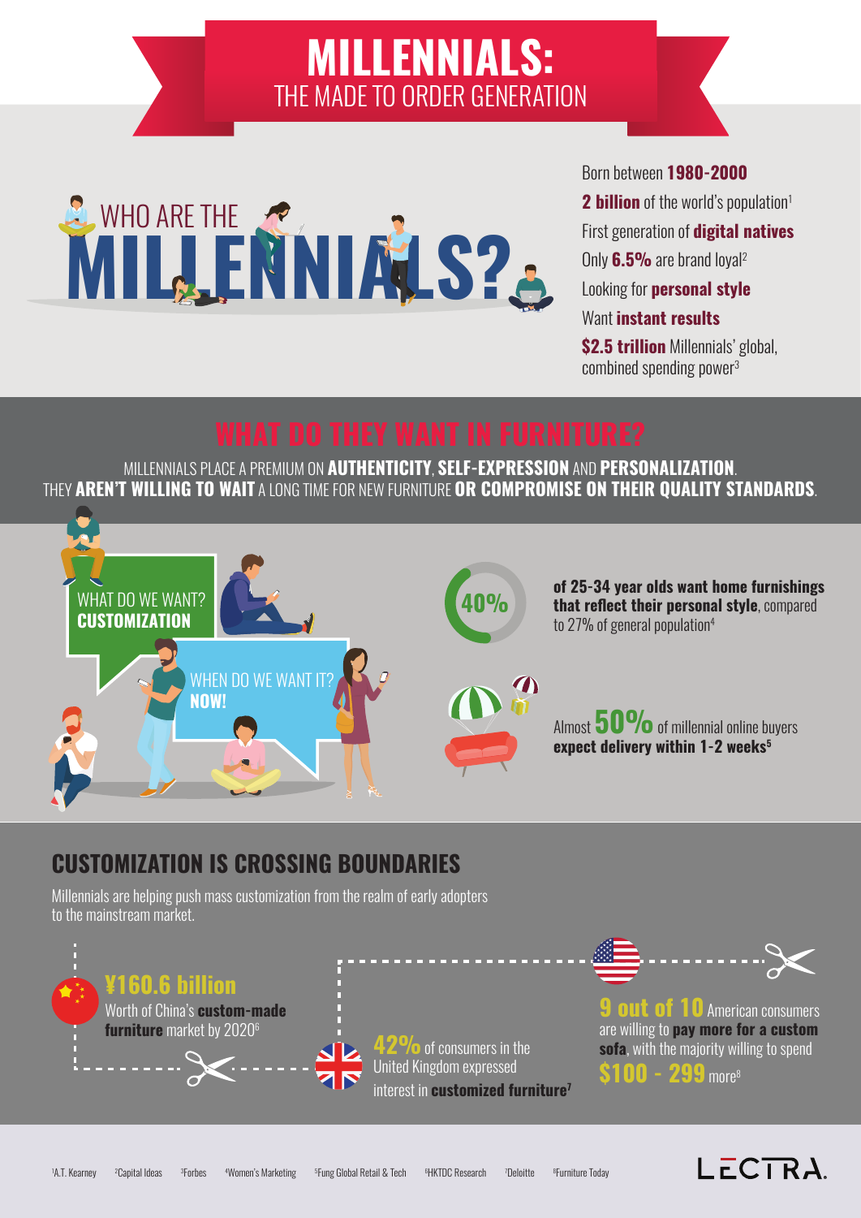# MILLENNIALS:
THE MADE TO ORDER GENERATION

## WHO ARE THE MILLENNIALS?

- Born between **1980-2000**
- **2 billion** of the world's population[1]
- First generation of **digital natives**
- Only **6.5%** are brand loyal[2]
- Looking for **personal style**
- Want **instant results**
- **$2.5 trillion** Millennials' global, combined spending power[3]

## WHAT DO THEY WANT IN FURNITURE?

MILLENNIALS PLACE A PREMIUM ON **AUTHENTICITY**, **SELF-EXPRESSION** AND **PERSONALIZATION**. THEY **AREN'T WILLING TO WAIT** A LONG TIME FOR NEW FURNITURE **OR COMPROMISE ON THEIR QUALITY STANDARDS**.

WHAT DO WE WANT? **CUSTOMIZATION**

WHEN DO WE WANT IT? **NOW!**

40% **of 25-34 year olds want home furnishings that reflect their personal style**, compared to 27% of general population[4]

Almost **50%** of millennial online buyers **expect delivery within 1-2 weeks**[5]

## CUSTOMIZATION IS CROSSING BOUNDARIES

Millennials are helping push mass customization from the realm of early adopters to the mainstream market.

**¥160.6 billion** Worth of China's **custom-made furniture** market by 2020[6]

**42%** of consumers in the United Kingdom expressed interest in **customized furniture**[7]

**9 out of 10** American consumers are willing to **pay more for a custom sofa**, with the majority willing to spend **$100 - 299** more[8]

[1]A.T. Kearney [2]Capital Ideas [3]Forbes [4]Women's Marketing [5]Fung Global Retail & Tech [6]HKTDC Research [7]Deloitte [8]Furniture Today

LECTRA.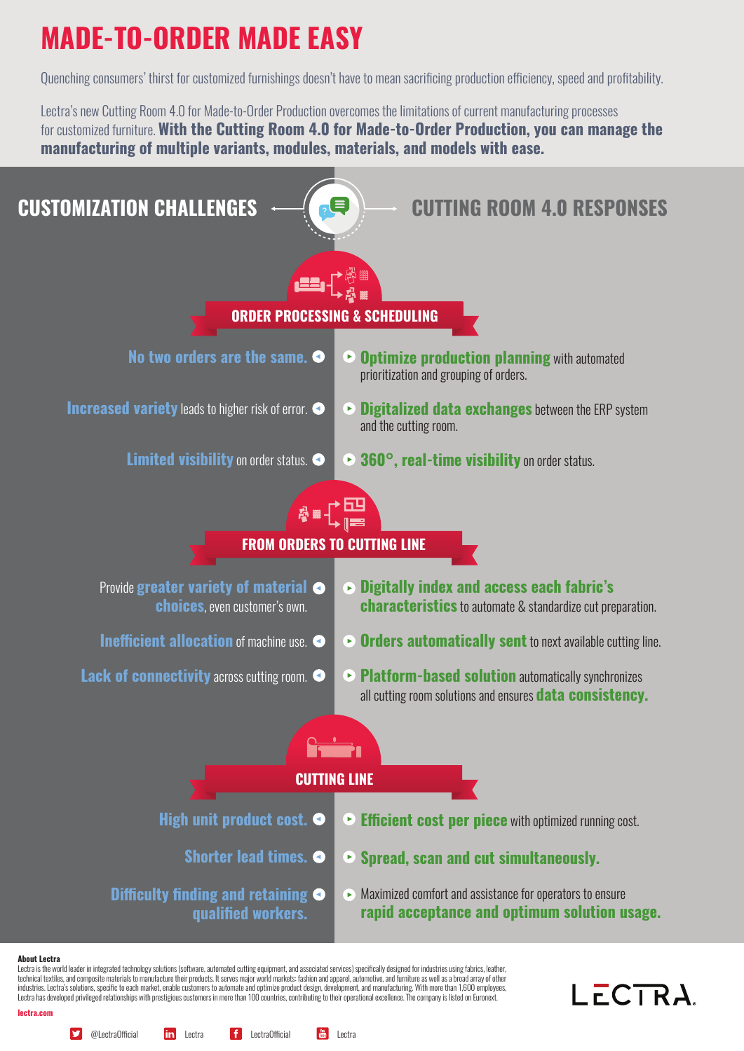# MADE-TO-ORDER MADE EASY

Quenching consumers' thirst for customized furnishings doesn't have to mean sacrificing production efficiency, speed and profitability.

Lectra's new Cutting Room 4.0 for Made-to-Order Production overcomes the limitations of current manufacturing processes for customized furniture. **With the Cutting Room 4.0 for Made-to-Order Production, you can manage the manufacturing of multiple variants, modules, materials, and models with ease.**

## CUSTOMIZATION CHALLENGES / CUTTING ROOM 4.0 RESPONSES

### ORDER PROCESSING & SCHEDULING

| Customization Challenges | Cutting Room 4.0 Responses |
| --- | --- |
| **No two orders are the same.** | **Optimize production planning** with automated prioritization and grouping of orders. |
| **Increased variety** leads to higher risk of error. | **Digitalized data exchanges** between the ERP system and the cutting room. |
| **Limited visibility** on order status. | **360°, real-time visibility** on order status. |

### FROM ORDERS TO CUTTING LINE

| Customization Challenges | Cutting Room 4.0 Responses |
| --- | --- |
| Provide **greater variety of material choices**, even customer's own. | **Digitally index and access each fabric's characteristics** to automate & standardize cut preparation. |
| **Inefficient allocation** of machine use. | **Orders automatically sent** to next available cutting line. |
| **Lack of connectivity** across cutting room. | **Platform-based solution** automatically synchronizes all cutting room solutions and ensures **data consistency.** |

### CUTTING LINE

| Customization Challenges | Cutting Room 4.0 Responses |
| --- | --- |
| **High unit product cost.** | **Efficient cost per piece** with optimized running cost. |
| **Shorter lead times.** | **Spread, scan and cut simultaneously.** |
| **Difficulty finding and retaining qualified workers.** | Maximized comfort and assistance for operators to ensure **rapid acceptance and optimum solution usage.** |

**About Lectra**

Lectra is the world leader in integrated technology solutions (software, automated cutting equipment, and associated services) specifically designed for industries using fabrics, leather, technical textiles, and composite materials to manufacture their products. It serves major world markets: fashion and apparel, automotive, and furniture as well as a broad array of other industries. Lectra's solutions, specific to each market, enable customers to automate and optimize product design, development, and manufacturing. With more than 1,600 employees, Lectra has developed privileged relationships with prestigious customers in more than 100 countries, contributing to their operational excellence. The company is listed on Euronext.

lectra.com

LECTRA.

@LectraOfficial | Lectra | LectraOfficial | Lectra